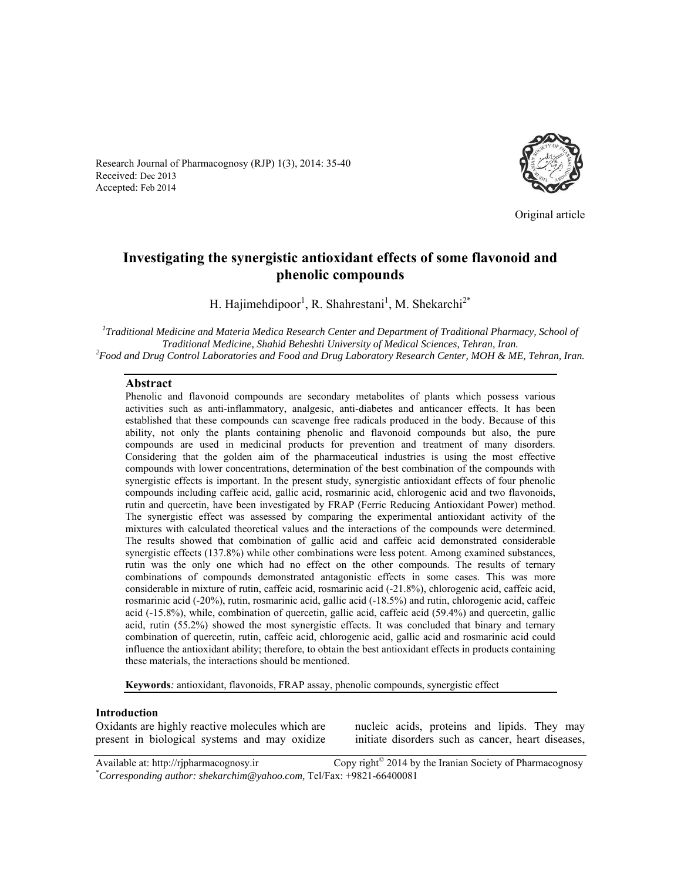Research Journal of Pharmacognosy (RJP) 1(3), 2014: 35-40
Received: Dec 2013
Accepted: Feb 2014

Original article

# Investigating the synergistic antioxidant effects of some flavonoid and phenolic compounds

H. Hajimehdipoor[1], R. Shahrestani[1], M. Shekarchi[2*]

[1]*Traditional Medicine and Materia Medica Research Center and Department of Traditional Pharmacy, School of Traditional Medicine, Shahid Beheshti University of Medical Sciences, Tehran, Iran.*
[2]*Food and Drug Control Laboratories and Food and Drug Laboratory Research Center, MOH & ME, Tehran, Iran.*

## Abstract

Phenolic and flavonoid compounds are secondary metabolites of plants which possess various activities such as anti-inflammatory, analgesic, anti-diabetes and anticancer effects. It has been established that these compounds can scavenge free radicals produced in the body. Because of this ability, not only the plants containing phenolic and flavonoid compounds but also, the pure compounds are used in medicinal products for prevention and treatment of many disorders. Considering that the golden aim of the pharmaceutical industries is using the most effective compounds with lower concentrations, determination of the best combination of the compounds with synergistic effects is important. In the present study, synergistic antioxidant effects of four phenolic compounds including caffeic acid, gallic acid, rosmarinic acid, chlorogenic acid and two flavonoids, rutin and quercetin, have been investigated by FRAP (Ferric Reducing Antioxidant Power) method. The synergistic effect was assessed by comparing the experimental antioxidant activity of the mixtures with calculated theoretical values and the interactions of the compounds were determined. The results showed that combination of gallic acid and caffeic acid demonstrated considerable synergistic effects (137.8%) while other combinations were less potent. Among examined substances, rutin was the only one which had no effect on the other compounds. The results of ternary combinations of compounds demonstrated antagonistic effects in some cases. This was more considerable in mixture of rutin, caffeic acid, rosmarinic acid (-21.8%), chlorogenic acid, caffeic acid, rosmarinic acid (-20%), rutin, rosmarinic acid, gallic acid (-18.5%) and rutin, chlorogenic acid, caffeic acid (-15.8%), while, combination of quercetin, gallic acid, caffeic acid (59.4%) and quercetin, gallic acid, rutin (55.2%) showed the most synergistic effects. It was concluded that binary and ternary combination of quercetin, rutin, caffeic acid, chlorogenic acid, gallic acid and rosmarinic acid could influence the antioxidant ability; therefore, to obtain the best antioxidant effects in products containing these materials, the interactions should be mentioned.

**Keywords**: antioxidant, flavonoids, FRAP assay, phenolic compounds, synergistic effect

## Introduction

Oxidants are highly reactive molecules which are present in biological systems and may oxidize nucleic acids, proteins and lipids. They may initiate disorders such as cancer, heart diseases,

Available at: http://rjpharmacognosy.ir Copy right© 2014 by the Iranian Society of Pharmacognosy
*\*Corresponding author: shekarchim@yahoo.com,* Tel/Fax: +9821-66400081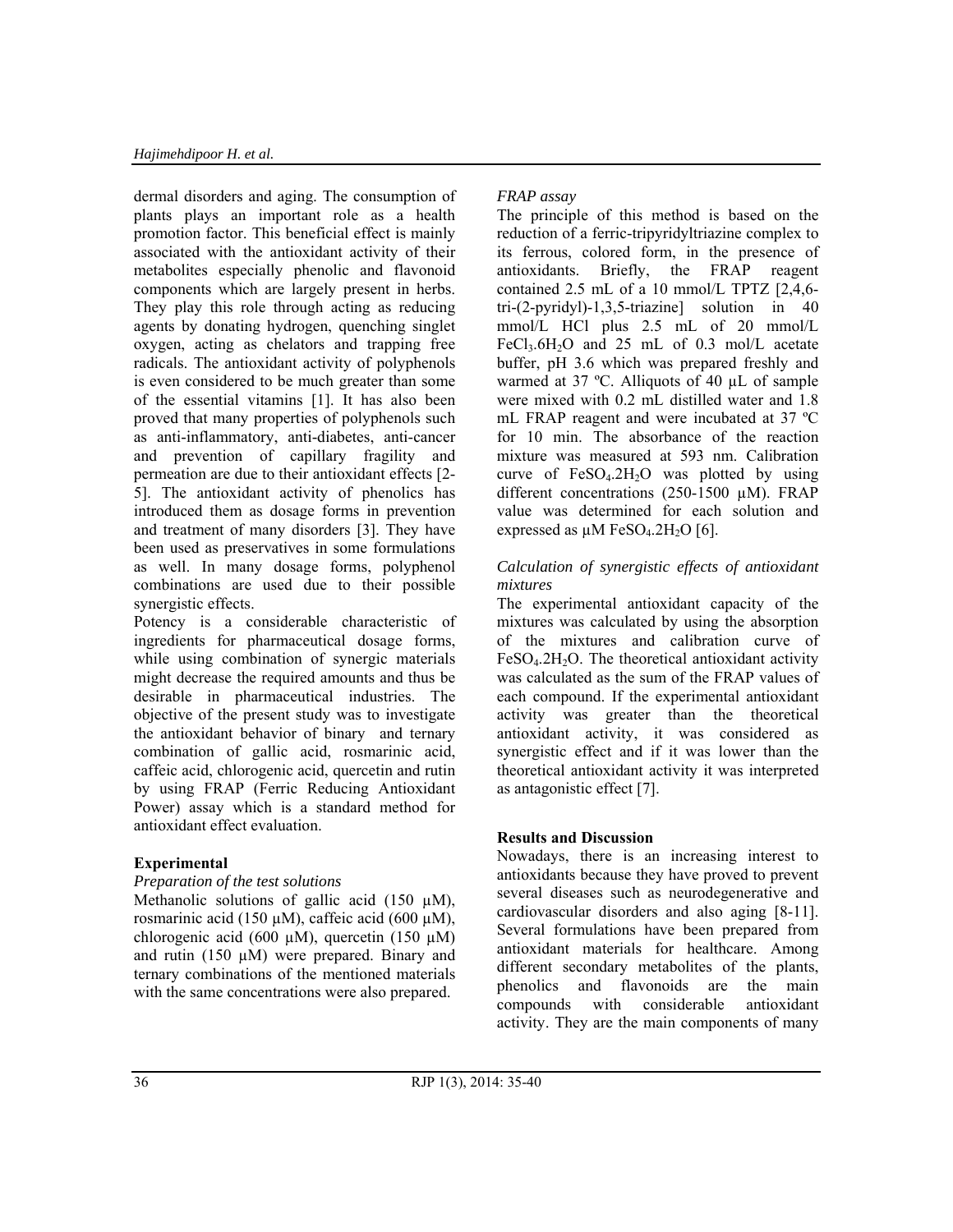dermal disorders and aging. The consumption of plants plays an important role as a health promotion factor. This beneficial effect is mainly associated with the antioxidant activity of their metabolites especially phenolic and flavonoid components which are largely present in herbs. They play this role through acting as reducing agents by donating hydrogen, quenching singlet oxygen, acting as chelators and trapping free radicals. The antioxidant activity of polyphenols is even considered to be much greater than some of the essential vitamins [1]. It has also been proved that many properties of polyphenols such as anti-inflammatory, anti-diabetes, anti-cancer and prevention of capillary fragility and permeation are due to their antioxidant effects [2-5]. The antioxidant activity of phenolics has introduced them as dosage forms in prevention and treatment of many disorders [3]. They have been used as preservatives in some formulations as well. In many dosage forms, polyphenol combinations are used due to their possible synergistic effects.

Potency is a considerable characteristic of ingredients for pharmaceutical dosage forms, while using combination of synergic materials might decrease the required amounts and thus be desirable in pharmaceutical industries. The objective of the present study was to investigate the antioxidant behavior of binary and ternary combination of gallic acid, rosmarinic acid, caffeic acid, chlorogenic acid, quercetin and rutin by using FRAP (Ferric Reducing Antioxidant Power) assay which is a standard method for antioxidant effect evaluation.

## Experimental

### *Preparation of the test solutions*

Methanolic solutions of gallic acid (150 µM), rosmarinic acid (150 µM), caffeic acid (600 µM), chlorogenic acid (600 µM), quercetin (150 µM) and rutin (150 µM) were prepared. Binary and ternary combinations of the mentioned materials with the same concentrations were also prepared.

### *FRAP assay*

The principle of this method is based on the reduction of a ferric-tripyridyltriazine complex to its ferrous, colored form, in the presence of antioxidants. Briefly, the FRAP reagent contained 2.5 mL of a 10 mmol/L TPTZ [2,4,6-tri-(2-pyridyl)-1,3,5-triazine] solution in 40 mmol/L HCl plus 2.5 mL of 20 mmol/L $FeCl_3.6H_2O$ and 25 mL of 0.3 mol/L acetate buffer, pH 3.6 which was prepared freshly and warmed at 37 ºC. Alliquots of 40 µL of sample were mixed with 0.2 mL distilled water and 1.8 mL FRAP reagent and were incubated at 37 ºC for 10 min. The absorbance of the reaction mixture was measured at 593 nm. Calibration curve of $FeSO_4.2H_2O$ was plotted by using different concentrations (250-1500 µM). FRAP value was determined for each solution and expressed as µM $FeSO_4.2H_2O$ [6].

### *Calculation of synergistic effects of antioxidant mixtures*

The experimental antioxidant capacity of the mixtures was calculated by using the absorption of the mixtures and calibration curve of $FeSO_4.2H_2O$. The theoretical antioxidant activity was calculated as the sum of the FRAP values of each compound. If the experimental antioxidant activity was greater than the theoretical antioxidant activity, it was considered as synergistic effect and if it was lower than the theoretical antioxidant activity it was interpreted as antagonistic effect [7].

## Results and Discussion

Nowadays, there is an increasing interest to antioxidants because they have proved to prevent several diseases such as neurodegenerative and cardiovascular disorders and also aging [8-11]. Several formulations have been prepared from antioxidant materials for healthcare. Among different secondary metabolites of the plants, phenolics and flavonoids are the main compounds with considerable antioxidant activity. They are the main components of many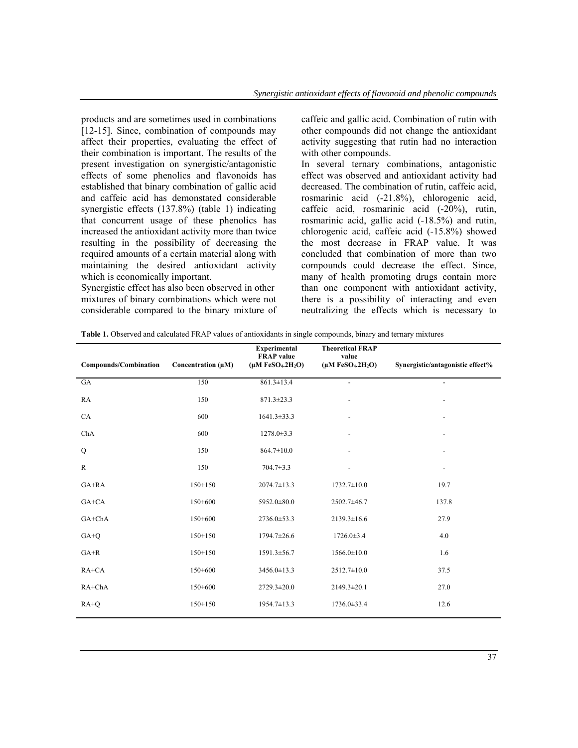products and are sometimes used in combinations [12-15]. Since, combination of compounds may affect their properties, evaluating the effect of their combination is important. The results of the present investigation on synergistic/antagonistic effects of some phenolics and flavonoids has established that binary combination of gallic acid and caffeic acid has demonstated considerable synergistic effects (137.8%) (table 1) indicating that concurrent usage of these phenolics has increased the antioxidant activity more than twice resulting in the possibility of decreasing the required amounts of a certain material along with maintaining the desired antioxidant activity which is economically important.

Synergistic effect has also been observed in other mixtures of binary combinations which were not considerable compared to the binary mixture of caffeic and gallic acid. Combination of rutin with other compounds did not change the antioxidant activity suggesting that rutin had no interaction with other compounds.

In several ternary combinations, antagonistic effect was observed and antioxidant activity had decreased. The combination of rutin, caffeic acid, rosmarinic acid (-21.8%), chlorogenic acid, caffeic acid, rosmarinic acid (-20%), rutin, rosmarinic acid, gallic acid (-18.5%) and rutin, chlorogenic acid, caffeic acid (-15.8%) showed the most decrease in FRAP value. It was concluded that combination of more than two compounds could decrease the effect. Since, many of health promoting drugs contain more than one component with antioxidant activity, there is a possibility of interacting and even neutralizing the effects which is necessary to

**Table 1.** Observed and calculated FRAP values of antioxidants in single compounds, binary and ternary mixtures

| Compounds/Combination | Concentration (μM) | Experimental FRAP value (μM $FeSO_4.2H_2O$) | Theoretical FRAP value (μM $FeSO_4.2H_2O$) | Synergistic/antagonistic effect% |
|---|---|---|---|---|
| GA | 150 | 861.3±13.4 | - | - |
| RA | 150 | 871.3±23.3 | - | - |
| CA | 600 | 1641.3±33.3 | - | - |
| ChA | 600 | 1278.0±3.3 | - | - |
| Q | 150 | 864.7±10.0 | - | - |
| R | 150 | 704.7±3.3 | - | - |
| GA+RA | 150+150 | 2074.7±13.3 | 1732.7±10.0 | 19.7 |
| GA+CA | 150+600 | 5952.0±80.0 | 2502.7±46.7 | 137.8 |
| GA+ChA | 150+600 | 2736.0±53.3 | 2139.3±16.6 | 27.9 |
| GA+Q | 150+150 | 1794.7±26.6 | 1726.0±3.4 | 4.0 |
| GA+R | 150+150 | 1591.3±56.7 | 1566.0±10.0 | 1.6 |
| RA+CA | 150+600 | 3456.0±13.3 | 2512.7±10.0 | 37.5 |
| RA+ChA | 150+600 | 2729.3±20.0 | 2149.3±20.1 | 27.0 |
| RA+Q | 150+150 | 1954.7±13.3 | 1736.0±33.4 | 12.6 |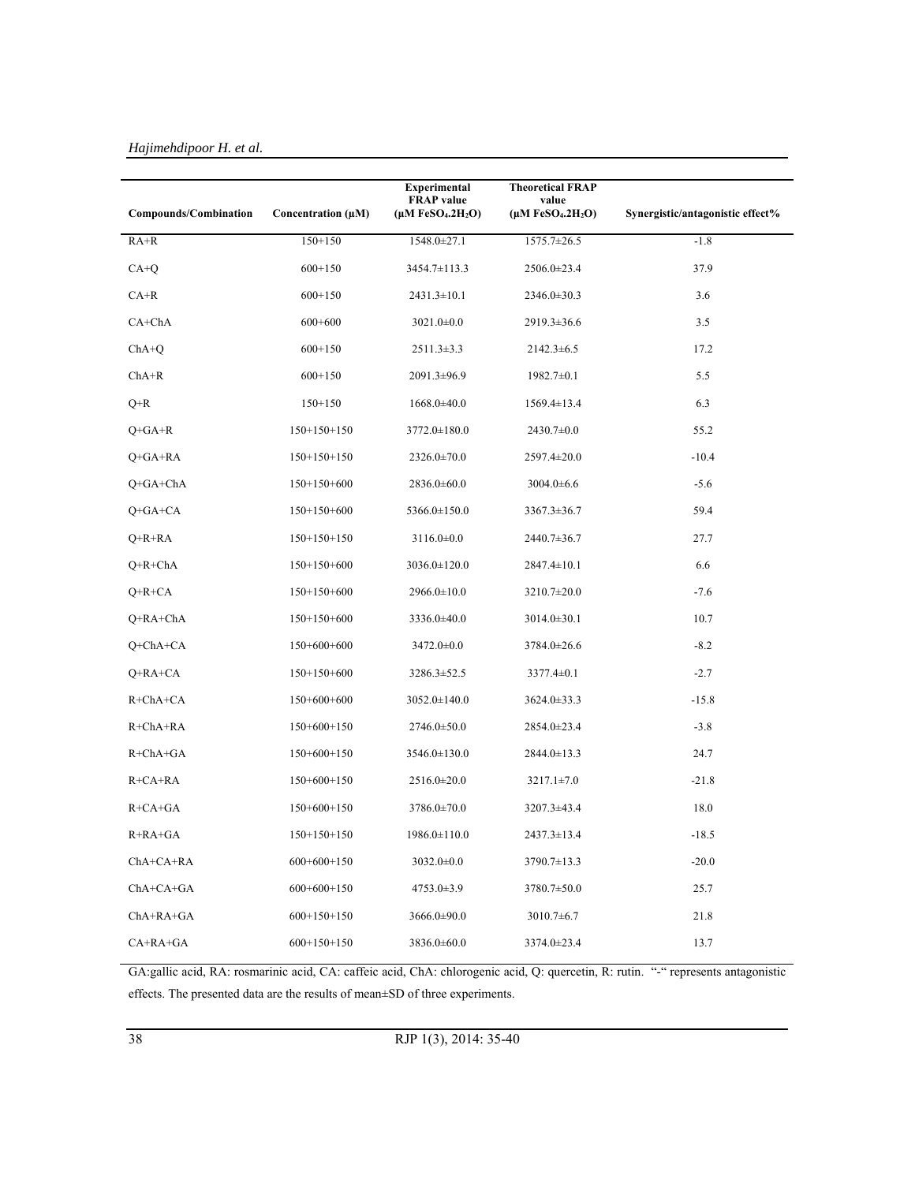| Compounds/Combination | Concentration (μM) | Experimental FRAP value (μM $FeSO_4.2H_2O$) | Theoretical FRAP value (μM $FeSO_4.2H_2O$) | Synergistic/antagonistic effect% |
|---|---|---|---|---|
| RA+R | 150+150 | 1548.0±27.1 | 1575.7±26.5 | -1.8 |
| CA+Q | 600+150 | 3454.7±113.3 | 2506.0±23.4 | 37.9 |
| CA+R | 600+150 | 2431.3±10.1 | 2346.0±30.3 | 3.6 |
| CA+ChA | 600+600 | 3021.0±0.0 | 2919.3±36.6 | 3.5 |
| ChA+Q | 600+150 | 2511.3±3.3 | 2142.3±6.5 | 17.2 |
| ChA+R | 600+150 | 2091.3±96.9 | 1982.7±0.1 | 5.5 |
| Q+R | 150+150 | 1668.0±40.0 | 1569.4±13.4 | 6.3 |
| Q+GA+R | 150+150+150 | 3772.0±180.0 | 2430.7±0.0 | 55.2 |
| Q+GA+RA | 150+150+150 | 2326.0±70.0 | 2597.4±20.0 | -10.4 |
| Q+GA+ChA | 150+150+600 | 2836.0±60.0 | 3004.0±6.6 | -5.6 |
| Q+GA+CA | 150+150+600 | 5366.0±150.0 | 3367.3±36.7 | 59.4 |
| Q+R+RA | 150+150+150 | 3116.0±0.0 | 2440.7±36.7 | 27.7 |
| Q+R+ChA | 150+150+600 | 3036.0±120.0 | 2847.4±10.1 | 6.6 |
| Q+R+CA | 150+150+600 | 2966.0±10.0 | 3210.7±20.0 | -7.6 |
| Q+RA+ChA | 150+150+600 | 3336.0±40.0 | 3014.0±30.1 | 10.7 |
| Q+ChA+CA | 150+600+600 | 3472.0±0.0 | 3784.0±26.6 | -8.2 |
| Q+RA+CA | 150+150+600 | 3286.3±52.5 | 3377.4±0.1 | -2.7 |
| R+ChA+CA | 150+600+600 | 3052.0±140.0 | 3624.0±33.3 | -15.8 |
| R+ChA+RA | 150+600+150 | 2746.0±50.0 | 2854.0±23.4 | -3.8 |
| R+ChA+GA | 150+600+150 | 3546.0±130.0 | 2844.0±13.3 | 24.7 |
| R+CA+RA | 150+600+150 | 2516.0±20.0 | 3217.1±7.0 | -21.8 |
| R+CA+GA | 150+600+150 | 3786.0±70.0 | 3207.3±43.4 | 18.0 |
| R+RA+GA | 150+150+150 | 1986.0±110.0 | 2437.3±13.4 | -18.5 |
| ChA+CA+RA | 600+600+150 | 3032.0±0.0 | 3790.7±13.3 | -20.0 |
| ChA+CA+GA | 600+600+150 | 4753.0±3.9 | 3780.7±50.0 | 25.7 |
| ChA+RA+GA | 600+150+150 | 3666.0±90.0 | 3010.7±6.7 | 21.8 |
| CA+RA+GA | 600+150+150 | 3836.0±60.0 | 3374.0±23.4 | 13.7 |

GA:gallic acid, RA: rosmarinic acid, CA: caffeic acid, ChA: chlorogenic acid, Q: quercetin, R: rutin. "-" represents antagonistic effects. The presented data are the results of mean±SD of three experiments.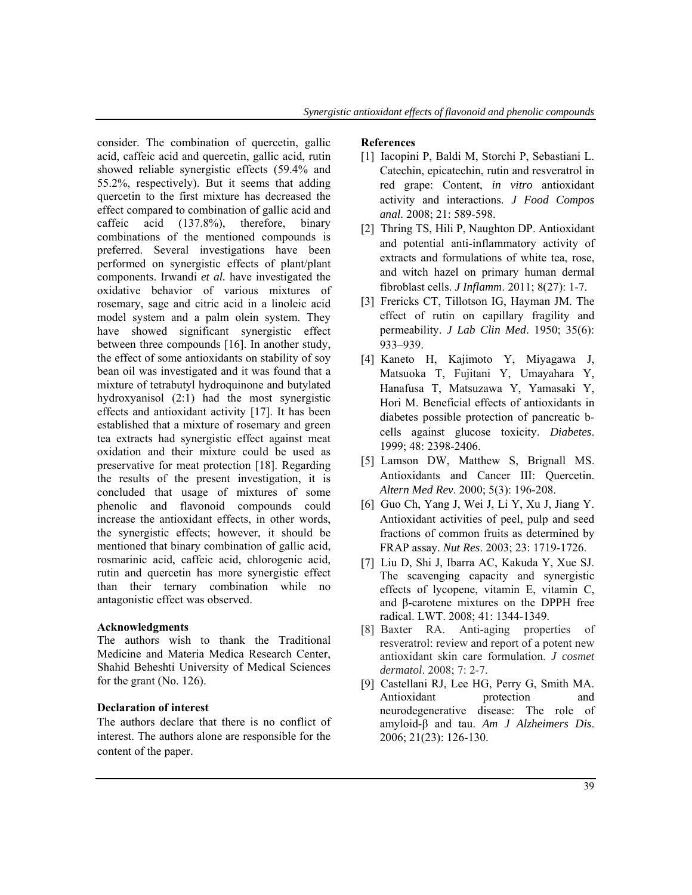consider. The combination of quercetin, gallic acid, caffeic acid and quercetin, gallic acid, rutin showed reliable synergistic effects (59.4% and 55.2%, respectively). But it seems that adding quercetin to the first mixture has decreased the effect compared to combination of gallic acid and caffeic acid (137.8%), therefore, binary combinations of the mentioned compounds is preferred. Several investigations have been performed on synergistic effects of plant/plant components. Irwandi *et al.* have investigated the oxidative behavior of various mixtures of rosemary, sage and citric acid in a linoleic acid model system and a palm olein system. They have showed significant synergistic effect between three compounds [16]. In another study, the effect of some antioxidants on stability of soy bean oil was investigated and it was found that a mixture of tetrabutyl hydroquinone and butylated hydroxyanisol (2:1) had the most synergistic effects and antioxidant activity [17]. It has been established that a mixture of rosemary and green tea extracts had synergistic effect against meat oxidation and their mixture could be used as preservative for meat protection [18]. Regarding the results of the present investigation, it is concluded that usage of mixtures of some phenolic and flavonoid compounds could increase the antioxidant effects, in other words, the synergistic effects; however, it should be mentioned that binary combination of gallic acid, rosmarinic acid, caffeic acid, chlorogenic acid, rutin and quercetin has more synergistic effect than their ternary combination while no antagonistic effect was observed.

**Acknowledgments**

The authors wish to thank the Traditional Medicine and Materia Medica Research Center, Shahid Beheshti University of Medical Sciences for the grant (No. 126).

**Declaration of interest**

The authors declare that there is no conflict of interest. The authors alone are responsible for the content of the paper.

**References**

[1] Iacopini P, Baldi M, Storchi P, Sebastiani L. Catechin, epicatechin, rutin and resveratrol in red grape: Content, *in vitro* antioxidant activity and interactions. *J Food Compos anal.* 2008; 21: 589-598.

[2] Thring TS, Hili P, Naughton DP. Antioxidant and potential anti-inflammatory activity of extracts and formulations of white tea, rose, and witch hazel on primary human dermal fibroblast cells. *J Inflamm*. 2011; 8(27): 1-7.

[3] Frericks CT, Tillotson IG, Hayman JM. The effect of rutin on capillary fragility and permeability. *J Lab Clin Med*. 1950; 35(6): 933–939.

[4] Kaneto H, Kajimoto Y, Miyagawa J, Matsuoka T, Fujitani Y, Umayahara Y, Hanafusa T, Matsuzawa Y, Yamasaki Y, Hori M. Beneficial effects of antioxidants in diabetes possible protection of pancreatic b-cells against glucose toxicity. *Diabetes*. 1999; 48: 2398-2406.

[5] Lamson DW, Matthew S, Brignall MS. Antioxidants and Cancer III: Quercetin. *Altern Med Rev*. 2000; 5(3): 196-208.

[6] Guo Ch, Yang J, Wei J, Li Y, Xu J, Jiang Y. Antioxidant activities of peel, pulp and seed fractions of common fruits as determined by FRAP assay. *Nut Res*. 2003; 23: 1719-1726.

[7] Liu D, Shi J, Ibarra AC, Kakuda Y, Xue SJ. The scavenging capacity and synergistic effects of lycopene, vitamin E, vitamin C, and β-carotene mixtures on the DPPH free radical. LWT. 2008; 41: 1344-1349.

[8] Baxter RA. Anti-aging properties of resveratrol: review and report of a potent new antioxidant skin care formulation. *J cosmet dermatol*. 2008; 7: 2-7.

[9] Castellani RJ, Lee HG, Perry G, Smith MA. Antioxidant protection and neurodegenerative disease: The role of amyloid-β and tau. *Am J Alzheimers Dis*. 2006; 21(23): 126-130.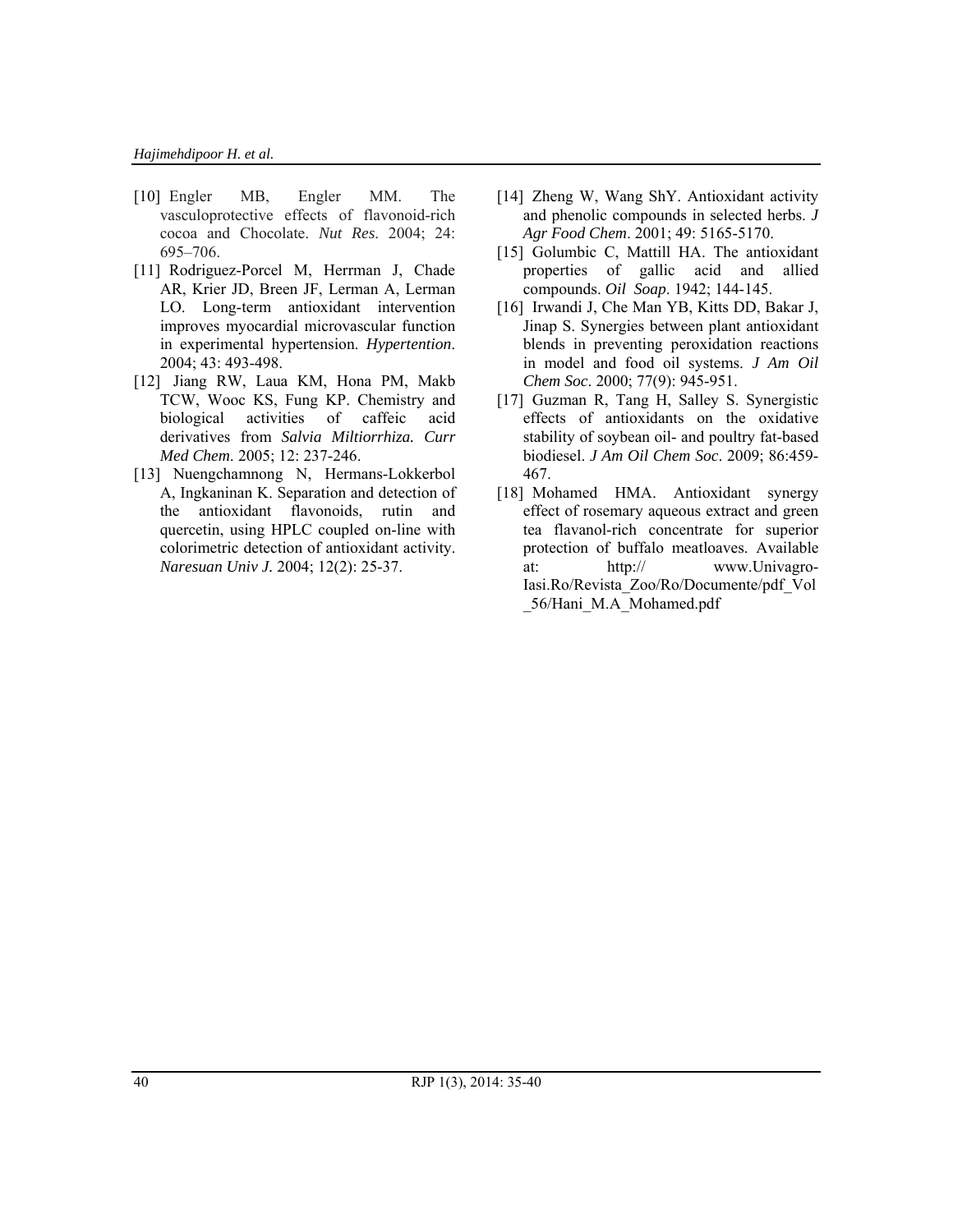[10] Engler MB, Engler MM. The vasculoprotective effects of flavonoid-rich cocoa and Chocolate. *Nut Res*. 2004; 24: 695–706.

[11] Rodriguez-Porcel M, Herrman J, Chade AR, Krier JD, Breen JF, Lerman A, Lerman LO. Long-term antioxidant intervention improves myocardial microvascular function in experimental hypertension. *Hypertention*. 2004; 43: 493-498.

[12] Jiang RW, Laua KM, Hona PM, Makb TCW, Wooc KS, Fung KP. Chemistry and biological activities of caffeic acid derivatives from *Salvia Miltiorrhiza. Curr Med Chem*. 2005; 12: 237-246.

[13] Nuengchamnong N, Hermans-Lokkerbol A, Ingkaninan K. Separation and detection of the antioxidant flavonoids, rutin and quercetin, using HPLC coupled on-line with colorimetric detection of antioxidant activity. *Naresuan Univ J*. 2004; 12(2): 25-37.

[14] Zheng W, Wang ShY. Antioxidant activity and phenolic compounds in selected herbs. *J Agr Food Chem*. 2001; 49: 5165-5170.

[15] Golumbic C, Mattill HA. The antioxidant properties of gallic acid and allied compounds. *Oil Soap*. 1942; 144-145.

[16] Irwandi J, Che Man YB, Kitts DD, Bakar J, Jinap S. Synergies between plant antioxidant blends in preventing peroxidation reactions in model and food oil systems. *J Am Oil Chem Soc*. 2000; 77(9): 945-951.

[17] Guzman R, Tang H, Salley S. Synergistic effects of antioxidants on the oxidative stability of soybean oil- and poultry fat-based biodiesel. *J Am Oil Chem Soc*. 2009; 86:459-467.

[18] Mohamed HMA. Antioxidant synergy effect of rosemary aqueous extract and green tea flavanol-rich concentrate for superior protection of buffalo meatloaves. Available at: http:// www.Univagro-Iasi.Ro/Revista_Zoo/Ro/Documente/pdf_Vol_56/Hani_M.A_Mohamed.pdf